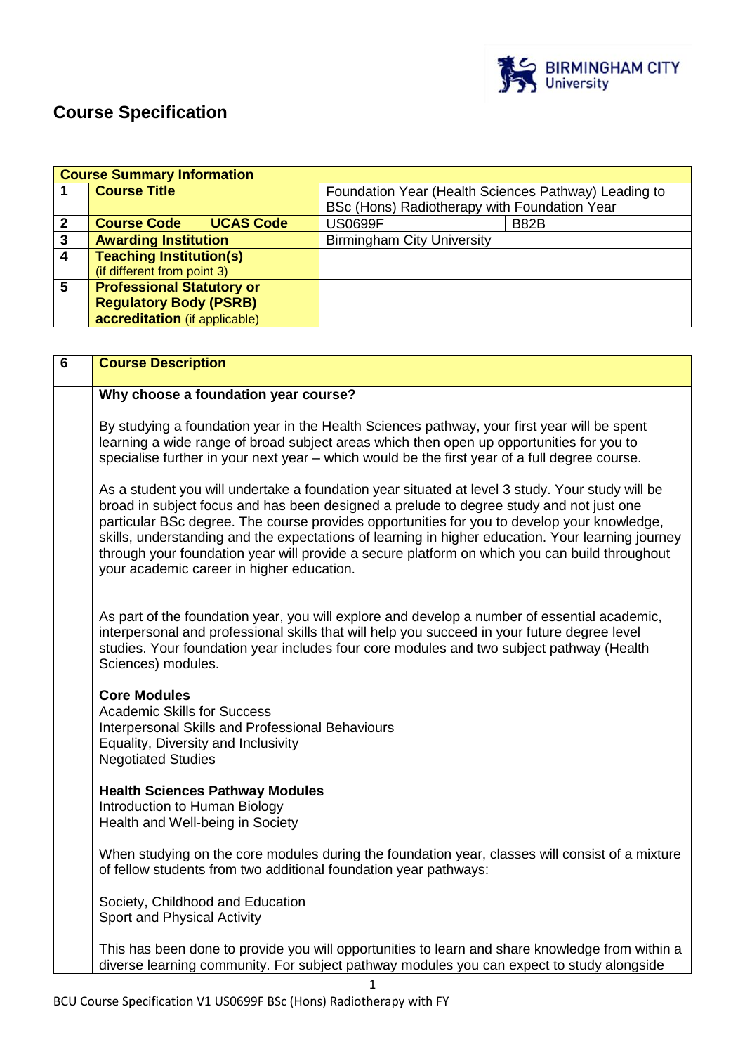# Course Specification

| Course Summary Information | | | |
|---|---|---|---|
| 1 | **Course Title** | Foundation Year (Health Sciences Pathway) Leading to BSc (Hons) Radiotherapy with Foundation Year | |
| 2 | **Course Code** / **UCAS Code** | US0699F | B82B |
| 3 | **Awarding Institution** | Birmingham City University | |
| 4 | **Teaching Institution(s)** (if different from point 3) | | |
| 5 | **Professional Statutory or Regulatory Body (PSRB) accreditation** (if applicable) | | |

| 6 | Course Description |
|---|---|

**Why choose a foundation year course?**

By studying a foundation year in the Health Sciences pathway, your first year will be spent learning a wide range of broad subject areas which then open up opportunities for you to specialise further in your next year – which would be the first year of a full degree course.

As a student you will undertake a foundation year situated at level 3 study. Your study will be broad in subject focus and has been designed a prelude to degree study and not just one particular BSc degree. The course provides opportunities for you to develop your knowledge, skills, understanding and the expectations of learning in higher education. Your learning journey through your foundation year will provide a secure platform on which you can build throughout your academic career in higher education.

As part of the foundation year, you will explore and develop a number of essential academic, interpersonal and professional skills that will help you succeed in your future degree level studies. Your foundation year includes four core modules and two subject pathway (Health Sciences) modules.

**Core Modules**
Academic Skills for Success
Interpersonal Skills and Professional Behaviours
Equality, Diversity and Inclusivity
Negotiated Studies

**Health Sciences Pathway Modules**
Introduction to Human Biology
Health and Well-being in Society

When studying on the core modules during the foundation year, classes will consist of a mixture of fellow students from two additional foundation year pathways:

Society, Childhood and Education
Sport and Physical Activity

This has been done to provide you will opportunities to learn and share knowledge from within a diverse learning community. For subject pathway modules you can expect to study alongside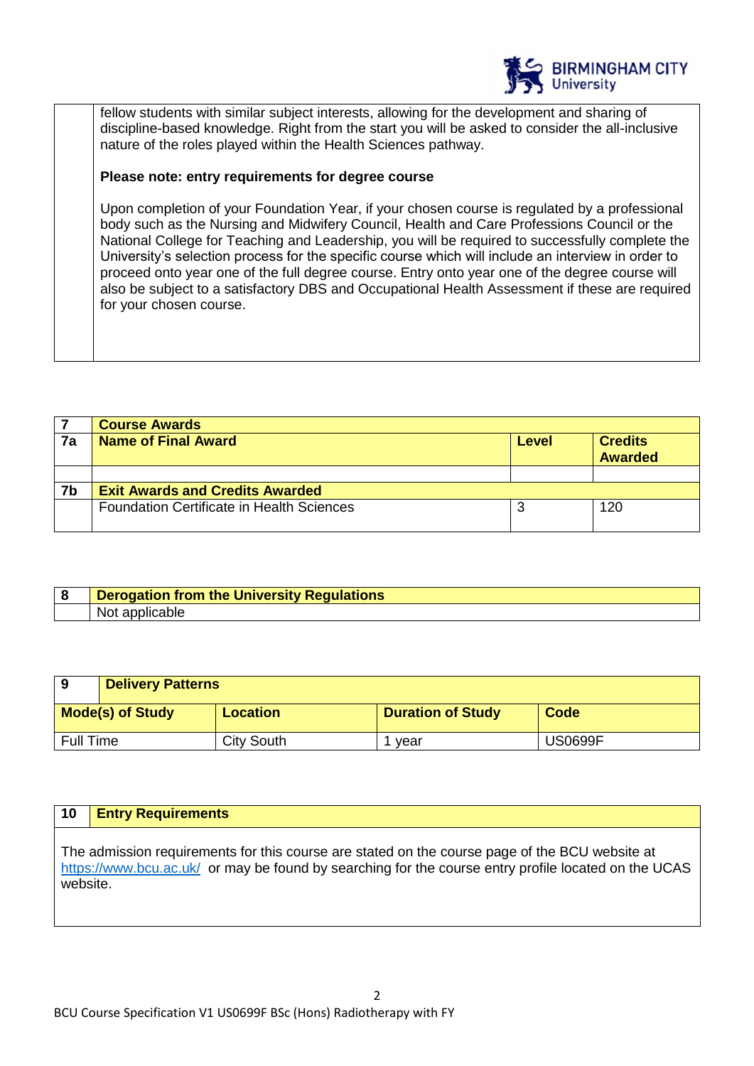fellow students with similar subject interests, allowing for the development and sharing of discipline-based knowledge. Right from the start you will be asked to consider the all-inclusive nature of the roles played within the Health Sciences pathway.

**Please note: entry requirements for degree course**

Upon completion of your Foundation Year, if your chosen course is regulated by a professional body such as the Nursing and Midwifery Council, Health and Care Professions Council or the National College for Teaching and Leadership, you will be required to successfully complete the University's selection process for the specific course which will include an interview in order to proceed onto year one of the full degree course. Entry onto year one of the degree course will also be subject to a satisfactory DBS and Occupational Health Assessment if these are required for your chosen course.

| **7** | **Course Awards** | | |
|---|---|---|---|
| **7a** | **Name of Final Award** | **Level** | **Credits Awarded** |
| | | | |
| **7b** | **Exit Awards and Credits Awarded** | | |
| | Foundation Certificate in Health Sciences | 3 | 120 |

| **8** | **Derogation from the University Regulations** |
|---|---|
| | Not applicable |

| **9 Delivery Patterns** | | | |
|---|---|---|---|
| **Mode(s) of Study** | **Location** | **Duration of Study** | **Code** |
| Full Time | City South | 1 year | US0699F |

| **10** | **Entry Requirements** |
|---|---|

The admission requirements for this course are stated on the course page of the BCU website at https://www.bcu.ac.uk/ or may be found by searching for the course entry profile located on the UCAS website.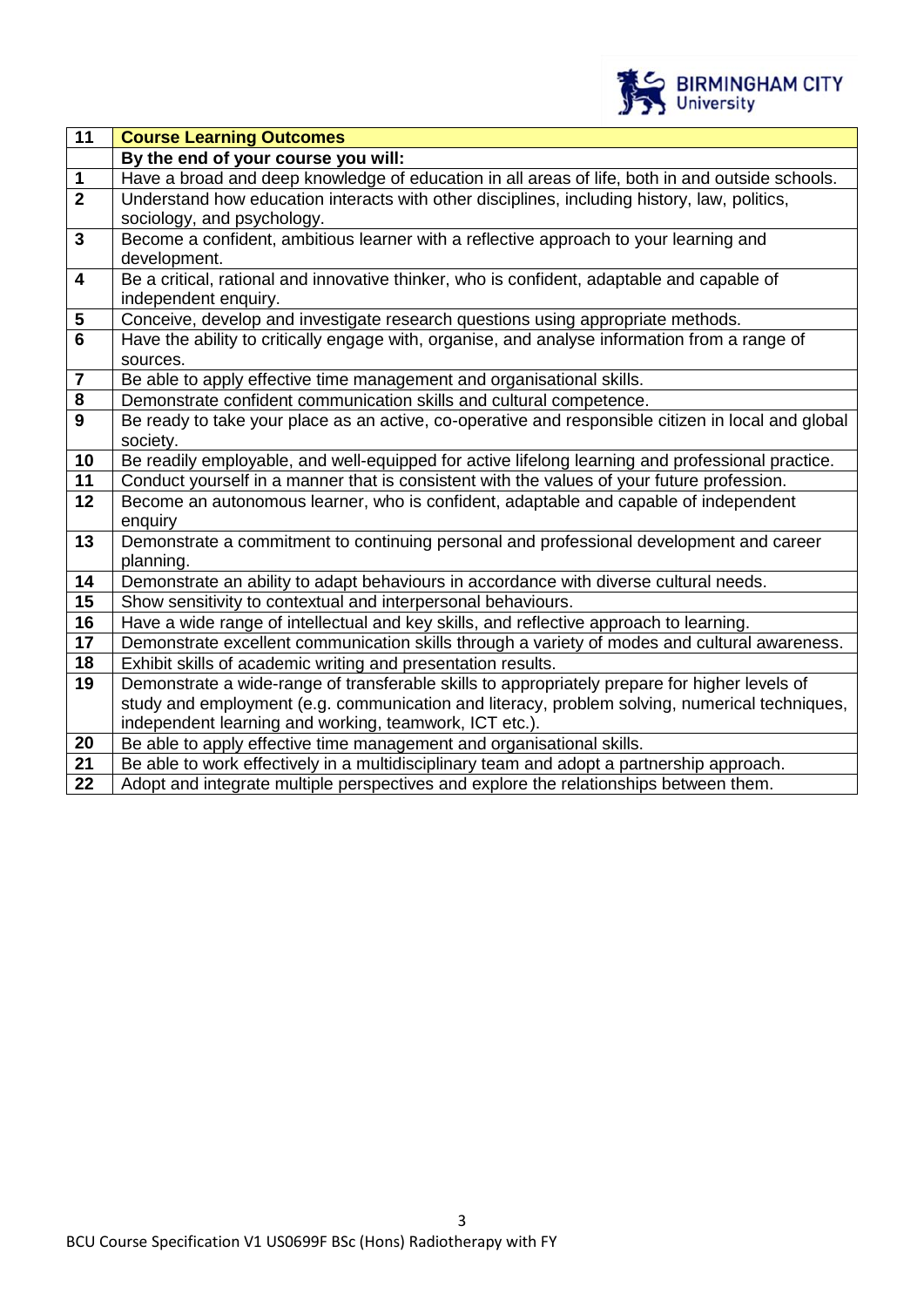| 11 | **Course Learning Outcomes** |
|---|---|
| | **By the end of your course you will:** |
| **1** | Have a broad and deep knowledge of education in all areas of life, both in and outside schools. |
| **2** | Understand how education interacts with other disciplines, including history, law, politics, sociology, and psychology. |
| **3** | Become a confident, ambitious learner with a reflective approach to your learning and development. |
| **4** | Be a critical, rational and innovative thinker, who is confident, adaptable and capable of independent enquiry. |
| **5** | Conceive, develop and investigate research questions using appropriate methods. |
| **6** | Have the ability to critically engage with, organise, and analyse information from a range of sources. |
| **7** | Be able to apply effective time management and organisational skills. |
| **8** | Demonstrate confident communication skills and cultural competence. |
| **9** | Be ready to take your place as an active, co-operative and responsible citizen in local and global society. |
| **10** | Be readily employable, and well-equipped for active lifelong learning and professional practice. |
| **11** | Conduct yourself in a manner that is consistent with the values of your future profession. |
| **12** | Become an autonomous learner, who is confident, adaptable and capable of independent enquiry |
| **13** | Demonstrate a commitment to continuing personal and professional development and career planning. |
| **14** | Demonstrate an ability to adapt behaviours in accordance with diverse cultural needs. |
| **15** | Show sensitivity to contextual and interpersonal behaviours. |
| **16** | Have a wide range of intellectual and key skills, and reflective approach to learning. |
| **17** | Demonstrate excellent communication skills through a variety of modes and cultural awareness. |
| **18** | Exhibit skills of academic writing and presentation results. |
| **19** | Demonstrate a wide-range of transferable skills to appropriately prepare for higher levels of study and employment (e.g. communication and literacy, problem solving, numerical techniques, independent learning and working, teamwork, ICT etc.). |
| **20** | Be able to apply effective time management and organisational skills. |
| **21** | Be able to work effectively in a multidisciplinary team and adopt a partnership approach. |
| **22** | Adopt and integrate multiple perspectives and explore the relationships between them. |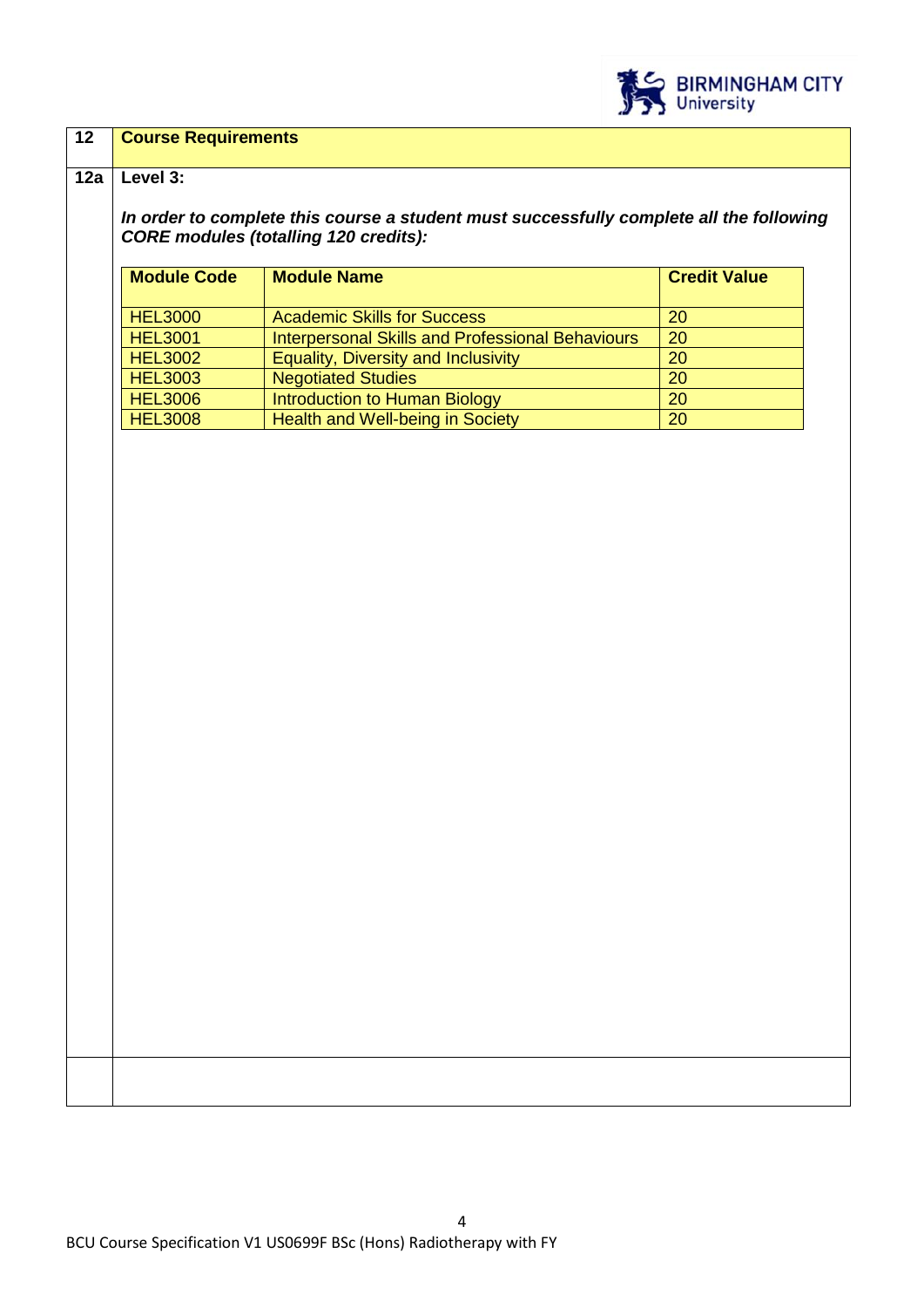| 12 | **Course Requirements** |
|---|---|

**12a Level 3:**

***In order to complete this course a student must successfully complete all the following CORE modules (totalling 120 credits):***

| Module Code | Module Name | Credit Value |
|---|---|---|
| HEL3000 | Academic Skills for Success | 20 |
| HEL3001 | Interpersonal Skills and Professional Behaviours | 20 |
| HEL3002 | Equality, Diversity and Inclusivity | 20 |
| HEL3003 | Negotiated Studies | 20 |
| HEL3006 | Introduction to Human Biology | 20 |
| HEL3008 | Health and Well-being in Society | 20 |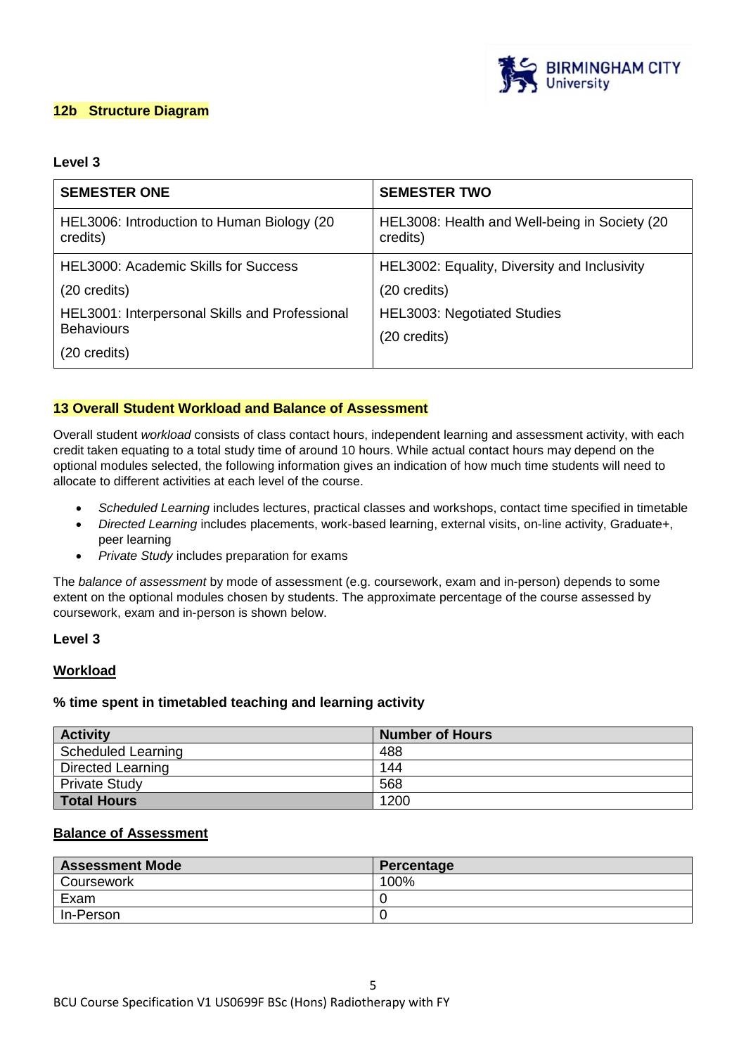## 12b Structure Diagram

**Level 3**

| SEMESTER ONE | SEMESTER TWO |
|---|---|
| HEL3006: Introduction to Human Biology (20 credits) | HEL3008: Health and Well-being in Society (20 credits) |
| HEL3000: Academic Skills for Success<br><br>(20 credits)<br><br>HEL3001: Interpersonal Skills and Professional Behaviours<br><br>(20 credits) | HEL3002: Equality, Diversity and Inclusivity<br><br>(20 credits)<br><br>HEL3003: Negotiated Studies<br><br>(20 credits) |

## 13 Overall Student Workload and Balance of Assessment

Overall student *workload* consists of class contact hours, independent learning and assessment activity, with each credit taken equating to a total study time of around 10 hours. While actual contact hours may depend on the optional modules selected, the following information gives an indication of how much time students will need to allocate to different activities at each level of the course.

- *Scheduled Learning* includes lectures, practical classes and workshops, contact time specified in timetable
- *Directed Learning* includes placements, work-based learning, external visits, on-line activity, Graduate+, peer learning
- *Private Study* includes preparation for exams

The *balance of assessment* by mode of assessment (e.g. coursework, exam and in-person) depends to some extent on the optional modules chosen by students. The approximate percentage of the course assessed by coursework, exam and in-person is shown below.

**Level 3**

**Workload**

**% time spent in timetabled teaching and learning activity**

| Activity | Number of Hours |
|---|---|
| Scheduled Learning | 488 |
| Directed Learning | 144 |
| Private Study | 568 |
| **Total Hours** | 1200 |

**Balance of Assessment**

| Assessment Mode | Percentage |
|---|---|
| Coursework | 100% |
| Exam | 0 |
| In-Person | 0 |